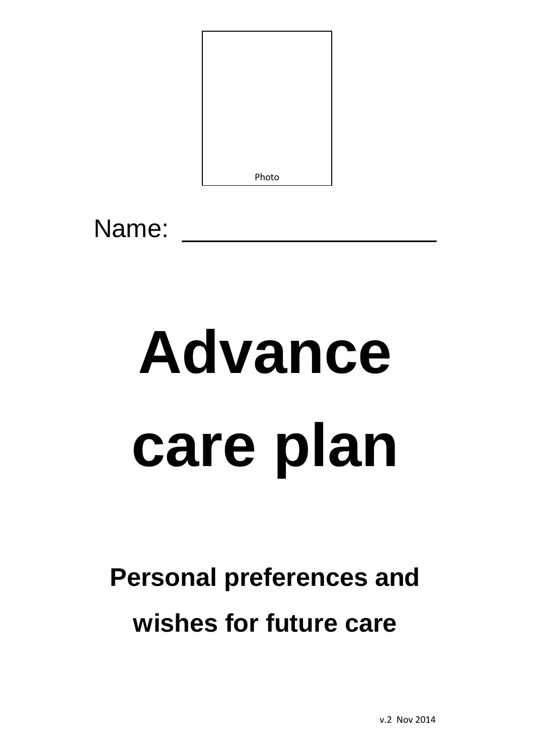Photo

Name: ____________________

# Advance care plan

## Personal preferences and wishes for future care

v.2 Nov 2014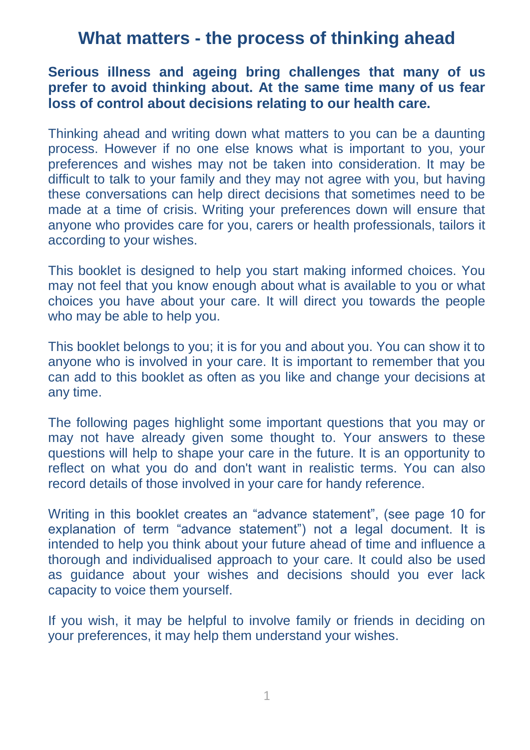# What matters - the process of thinking ahead

**Serious illness and ageing bring challenges that many of us prefer to avoid thinking about. At the same time many of us fear loss of control about decisions relating to our health care.**

Thinking ahead and writing down what matters to you can be a daunting process. However if no one else knows what is important to you, your preferences and wishes may not be taken into consideration. It may be difficult to talk to your family and they may not agree with you, but having these conversations can help direct decisions that sometimes need to be made at a time of crisis. Writing your preferences down will ensure that anyone who provides care for you, carers or health professionals, tailors it according to your wishes.

This booklet is designed to help you start making informed choices. You may not feel that you know enough about what is available to you or what choices you have about your care. It will direct you towards the people who may be able to help you.

This booklet belongs to you; it is for you and about you. You can show it to anyone who is involved in your care. It is important to remember that you can add to this booklet as often as you like and change your decisions at any time.

The following pages highlight some important questions that you may or may not have already given some thought to. Your answers to these questions will help to shape your care in the future. It is an opportunity to reflect on what you do and don't want in realistic terms. You can also record details of those involved in your care for handy reference.

Writing in this booklet creates an "advance statement", (see page 10 for explanation of term "advance statement") not a legal document. It is intended to help you think about your future ahead of time and influence a thorough and individualised approach to your care. It could also be used as guidance about your wishes and decisions should you ever lack capacity to voice them yourself.

If you wish, it may be helpful to involve family or friends in deciding on your preferences, it may help them understand your wishes.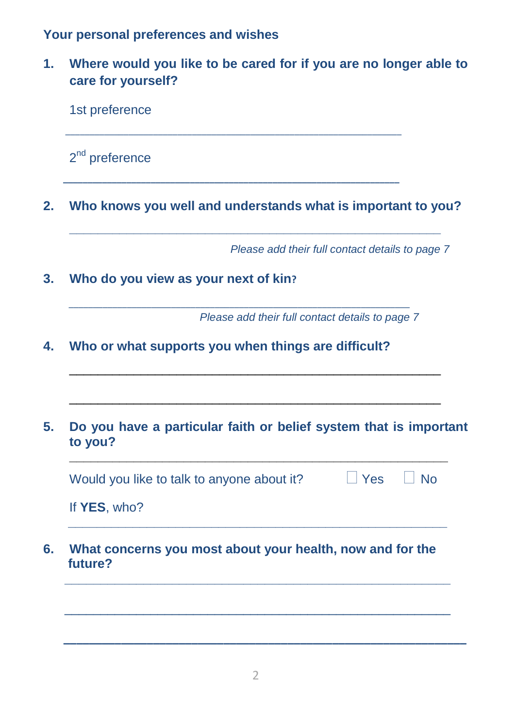## Your personal preferences and wishes

**1. Where would you like to be cared for if you are no longer able to care for yourself?**

1st preference

___________________________________________________

2nd preference

___________________________________________________

**2. Who knows you well and understands what is important to you?**

___________________________________________________

*Please add their full contact details to page 7*

**3. Who do you view as your next of kin?**

___________________________________________________

*Please add their full contact details to page 7*

**4. Who or what supports you when things are difficult?**

___________________________________________________

___________________________________________________

**5. Do you have a particular faith or belief system that is important to you?**

___________________________________________________

Would you like to talk to anyone about it? ☐ Yes ☐ No

If **YES**, who?

___________________________________________________

**6. What concerns you most about your health, now and for the future?**

___________________________________________________

___________________________________________________

___________________________________________________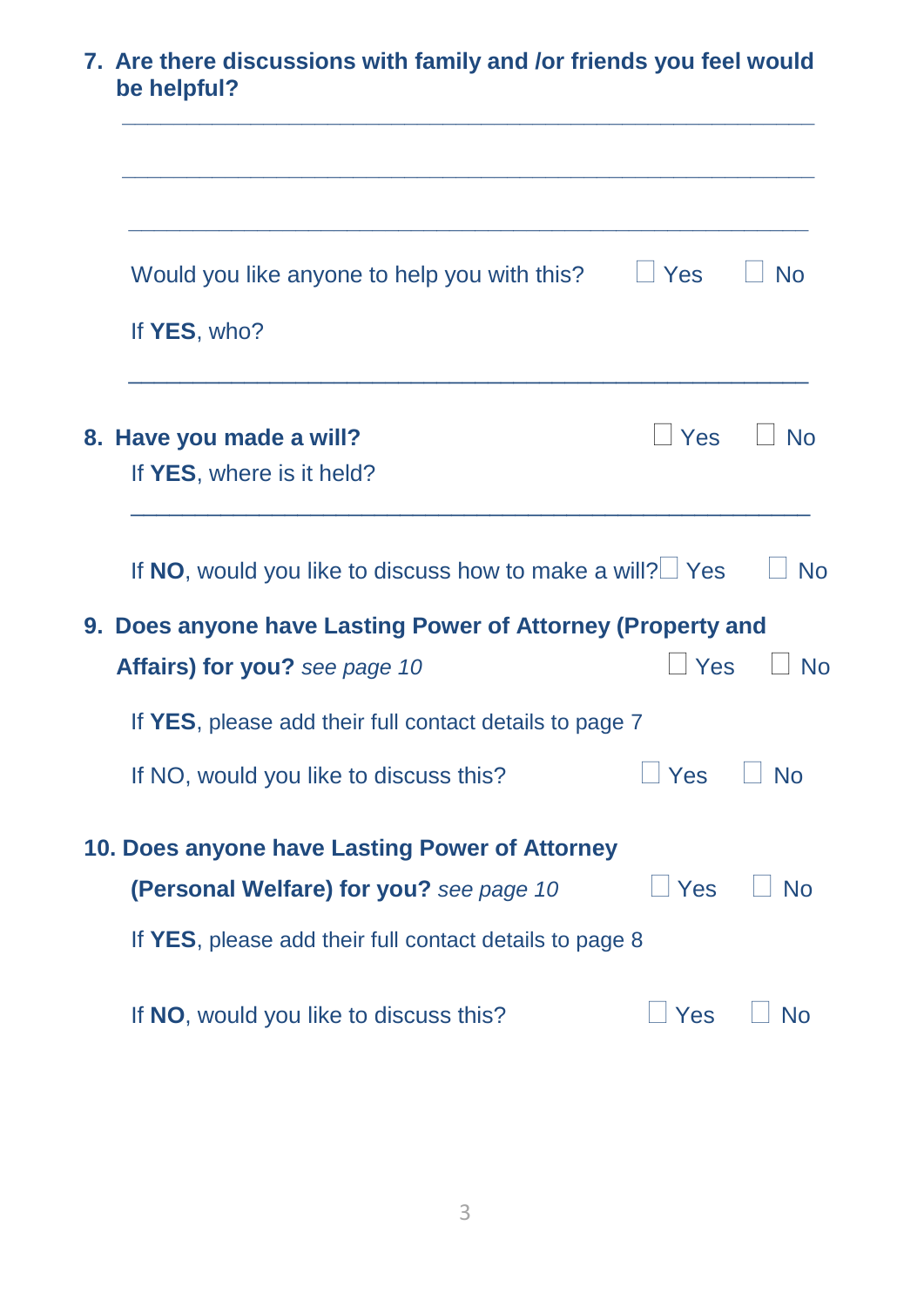**7. Are there discussions with family and /or friends you feel would be helpful?**

\_\_\_\_\_\_\_\_\_\_\_\_\_\_\_\_\_\_\_\_\_\_\_\_\_\_\_\_\_\_\_\_\_\_\_\_\_\_\_\_\_\_\_\_\_\_\_\_\_\_\_\_

\_\_\_\_\_\_\_\_\_\_\_\_\_\_\_\_\_\_\_\_\_\_\_\_\_\_\_\_\_\_\_\_\_\_\_\_\_\_\_\_\_\_\_\_\_\_\_\_\_\_\_\_

\_\_\_\_\_\_\_\_\_\_\_\_\_\_\_\_\_\_\_\_\_\_\_\_\_\_\_\_\_\_\_\_\_\_\_\_\_\_\_\_\_\_\_\_\_\_\_\_\_\_\_\_

Would you like anyone to help you with this? ☐ Yes ☐ No

If **YES**, who?

\_\_\_\_\_\_\_\_\_\_\_\_\_\_\_\_\_\_\_\_\_\_\_\_\_\_\_\_\_\_\_\_\_\_\_\_\_\_\_\_\_\_\_\_\_\_\_\_\_\_\_\_

**8. Have you made a will?** ☐ Yes ☐ No

If **YES**, where is it held?

\_\_\_\_\_\_\_\_\_\_\_\_\_\_\_\_\_\_\_\_\_\_\_\_\_\_\_\_\_\_\_\_\_\_\_\_\_\_\_\_\_\_\_\_\_\_\_\_\_\_\_\_

If **NO**, would you like to discuss how to make a will? ☐ Yes ☐ No

**9. Does anyone have Lasting Power of Attorney (Property and Affairs) for you?** *see page 10* ☐ Yes ☐ No

If **YES**, please add their full contact details to page 7

If NO, would you like to discuss this? ☐ Yes ☐ No

**10. Does anyone have Lasting Power of Attorney (Personal Welfare) for you?** *see page 10* ☐ Yes ☐ No

If **YES**, please add their full contact details to page 8

If **NO**, would you like to discuss this? ☐ Yes ☐ No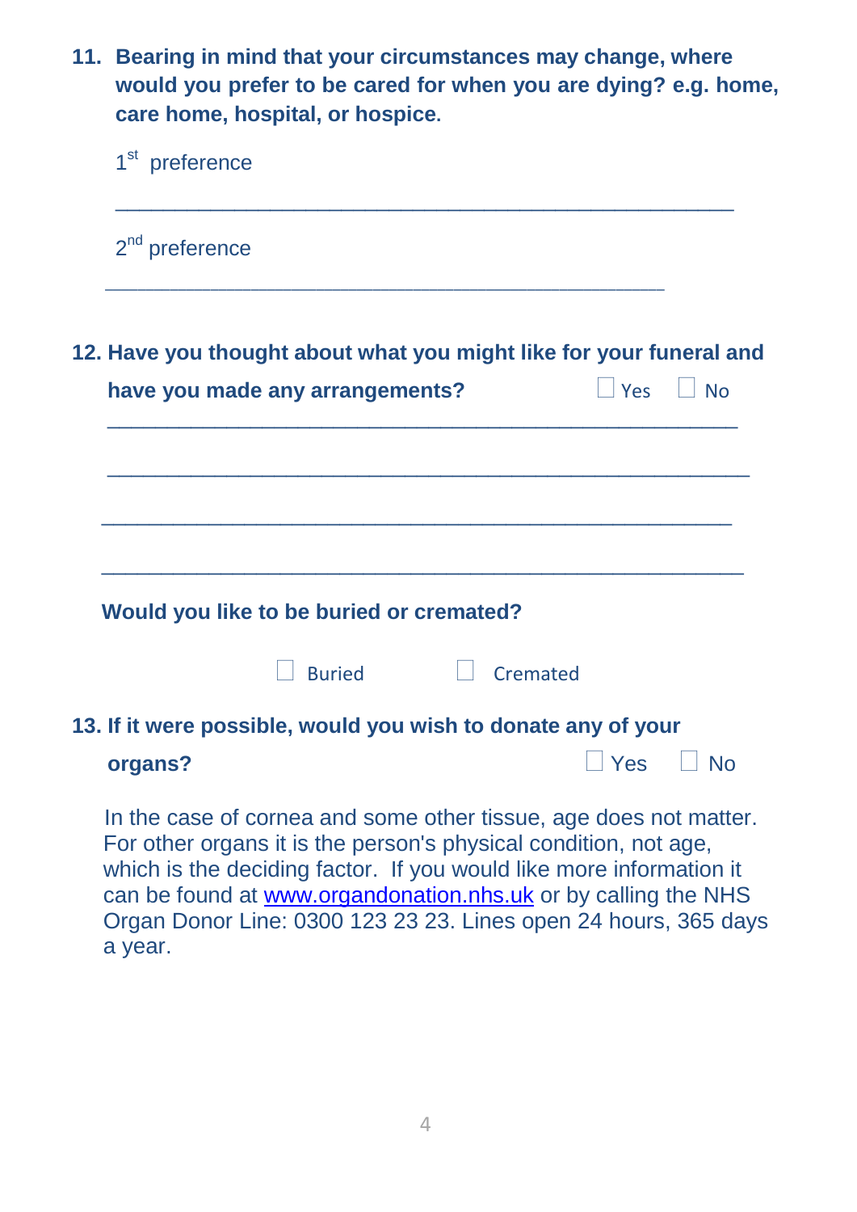**11. Bearing in mind that your circumstances may change, where would you prefer to be cared for when you are dying? e.g. home, care home, hospital, or hospice.**

1st preference

_______________________________________________

2nd preference

_______________________________________________

**12. Have you thought about what you might like for your funeral and have you made any arrangements?** ☐ Yes ☐ No

_______________________________________________

_______________________________________________

_______________________________________________

_______________________________________________

**Would you like to be buried or cremated?**

☐ Buried ☐ Cremated

**13. If it were possible, would you wish to donate any of your organs?** ☐ Yes ☐ No

In the case of cornea and some other tissue, age does not matter. For other organs it is the person's physical condition, not age, which is the deciding factor. If you would like more information it can be found at [www.organdonation.nhs.uk](http://www.organdonation.nhs.uk) or by calling the NHS Organ Donor Line: 0300 123 23 23. Lines open 24 hours, 365 days a year.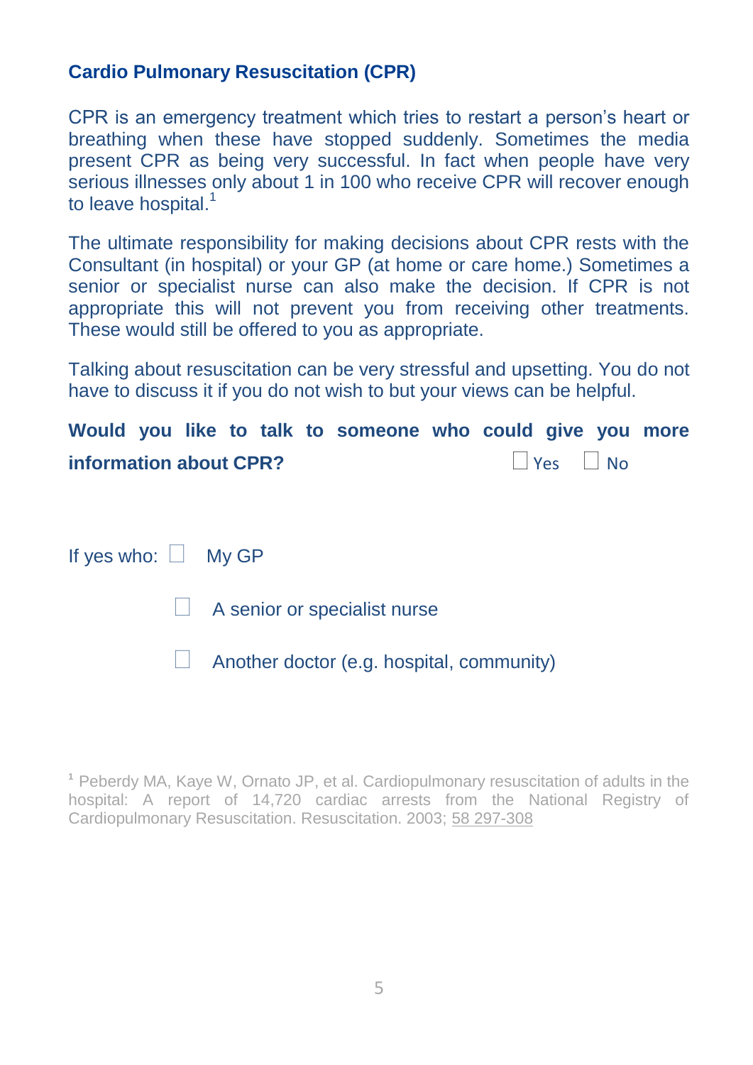## Cardio Pulmonary Resuscitation (CPR)

CPR is an emergency treatment which tries to restart a person's heart or breathing when these have stopped suddenly. Sometimes the media present CPR as being very successful. In fact when people have very serious illnesses only about 1 in 100 who receive CPR will recover enough to leave hospital.[1]

The ultimate responsibility for making decisions about CPR rests with the Consultant (in hospital) or your GP (at home or care home.) Sometimes a senior or specialist nurse can also make the decision. If CPR is not appropriate this will not prevent you from receiving other treatments. These would still be offered to you as appropriate.

Talking about resuscitation can be very stressful and upsetting. You do not have to discuss it if you do not wish to but your views can be helpful.

**Would you like to talk to someone who could give you more information about CPR?** ☐ Yes ☐ No

If yes who: ☐ My GP

☐ A senior or specialist nurse

☐ Another doctor (e.g. hospital, community)

[1] Peberdy MA, Kaye W, Ornato JP, et al. Cardiopulmonary resuscitation of adults in the hospital: A report of 14,720 cardiac arrests from the National Registry of Cardiopulmonary Resuscitation. Resuscitation. 2003; 58 297-308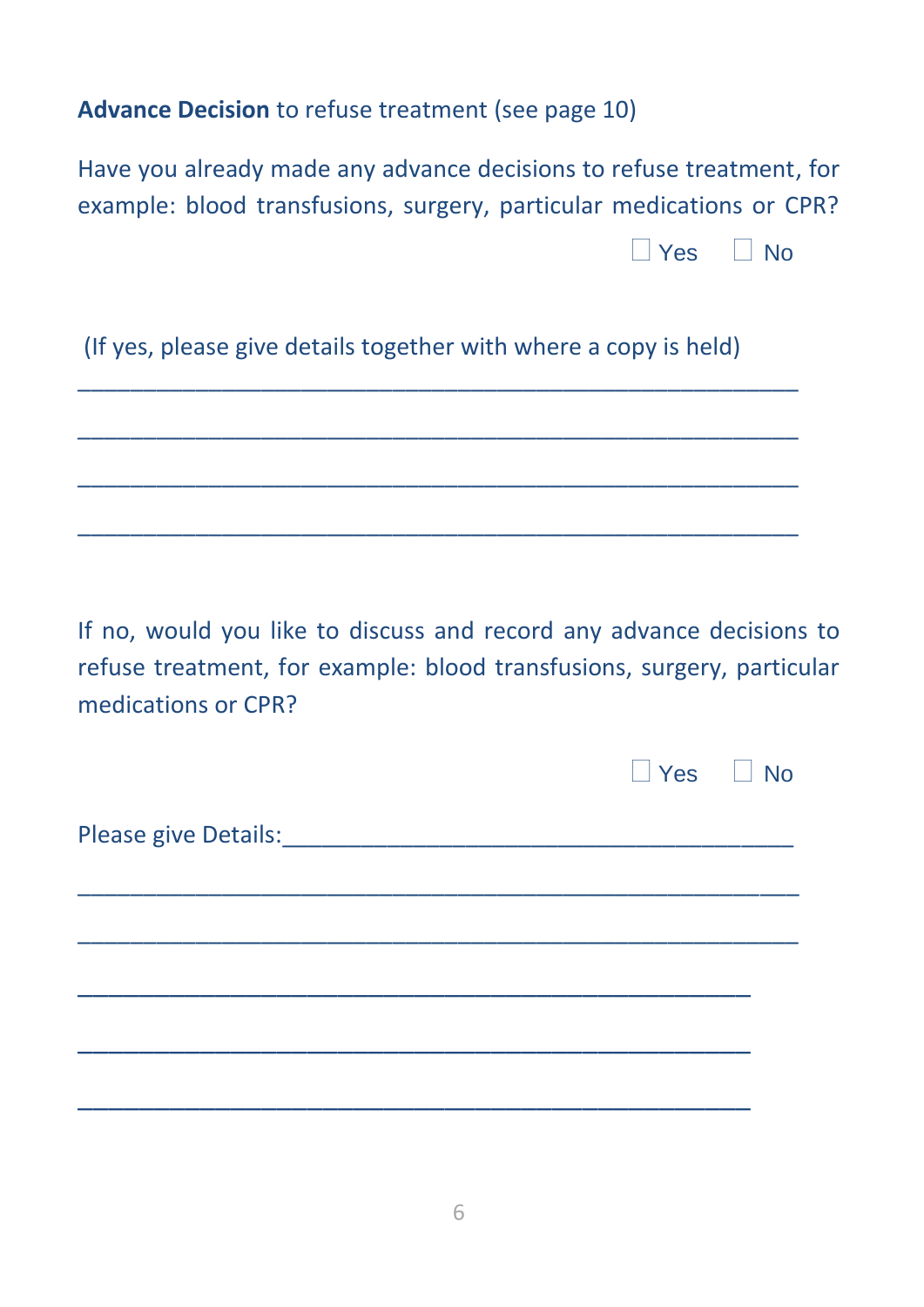**Advance Decision** to refuse treatment (see page 10)

Have you already made any advance decisions to refuse treatment, for example: blood transfusions, surgery, particular medications or CPR?

☐ Yes ☐ No

(If yes, please give details together with where a copy is held)

_______________________________________________

_______________________________________________

_______________________________________________

_______________________________________________

If no, would you like to discuss and record any advance decisions to refuse treatment, for example: blood transfusions, surgery, particular medications or CPR?

☐ Yes ☐ No

Please give Details:_______________________________________

_______________________________________________

_______________________________________________

_______________________________________________

_______________________________________________

_______________________________________________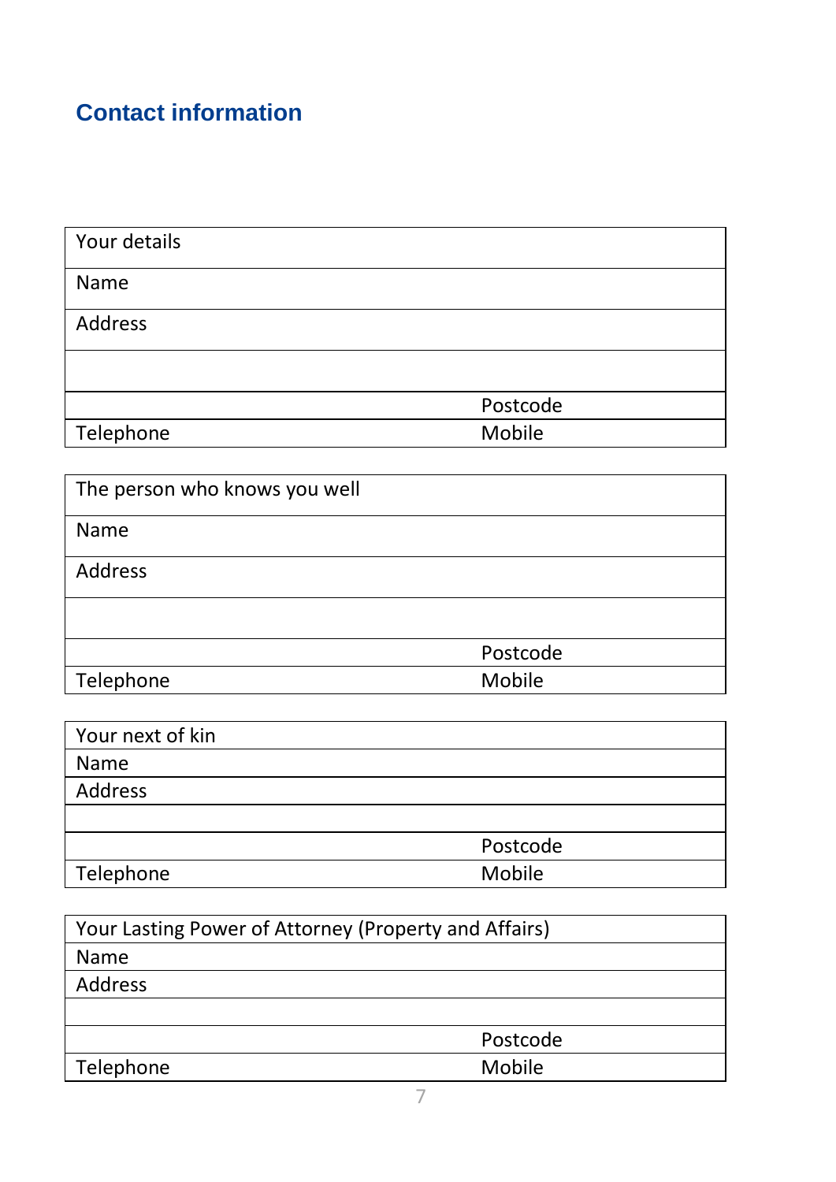## Contact information

| Your details | |
|---|---|
| Name | |
| Address | |
| | |
| | Postcode |
| Telephone | Mobile |

| The person who knows you well | |
|---|---|
| Name | |
| Address | |
| | |
| | Postcode |
| Telephone | Mobile |

| Your next of kin | |
|---|---|
| Name | |
| Address | |
| | |
| | Postcode |
| Telephone | Mobile |

| Your Lasting Power of Attorney (Property and Affairs) | |
|---|---|
| Name | |
| Address | |
| | |
| | Postcode |
| Telephone | Mobile |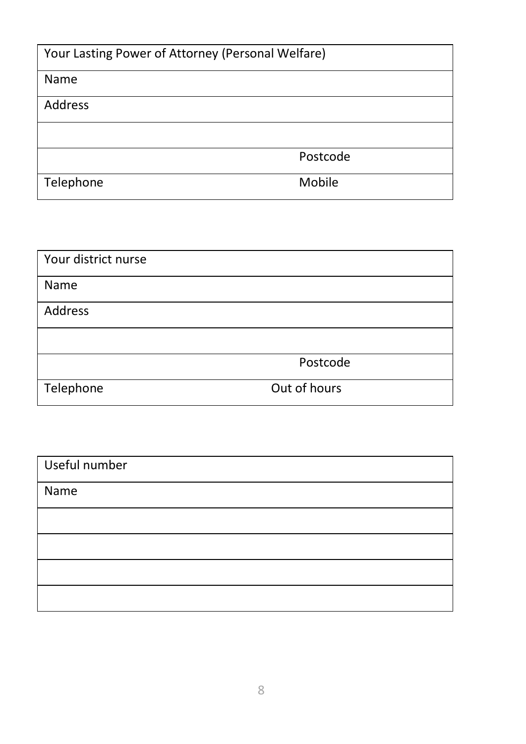| Your Lasting Power of Attorney (Personal Welfare) | |
| --- | --- |
| Name | |
| Address | |
| | |
| | Postcode |
| Telephone | Mobile |

| Your district nurse | |
| --- | --- |
| Name | |
| Address | |
| | |
| | Postcode |
| Telephone | Out of hours |

| Useful number |
| --- |
| Name |
| |
| |
| |
| |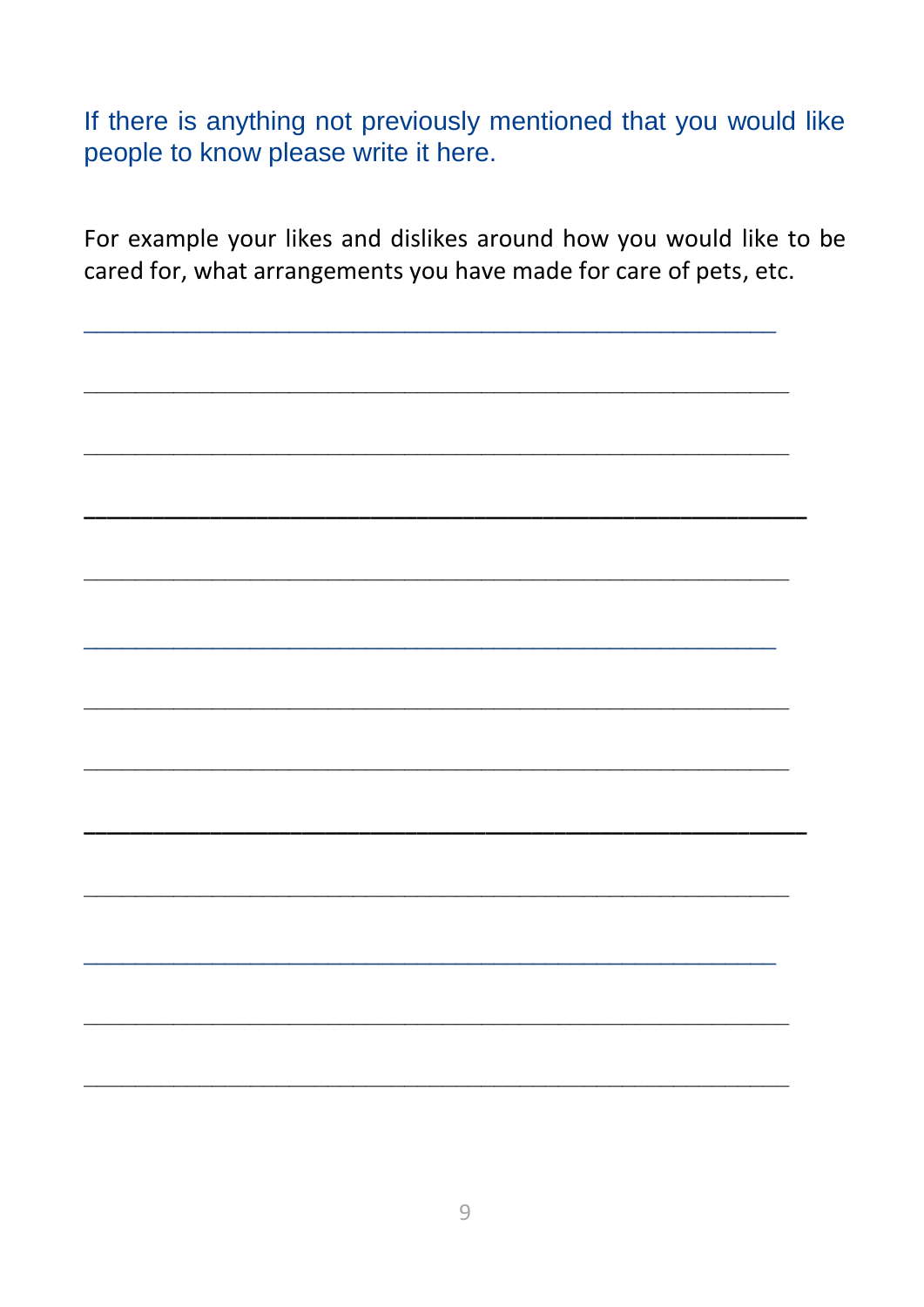If there is anything not previously mentioned that you would like people to know please write it here.

For example your likes and dislikes around how you would like to be cared for, what arrangements you have made for care of pets, etc.

_______________________________________________________

_______________________________________________________

_______________________________________________________

_______________________________________________________

_______________________________________________________

_______________________________________________________

_______________________________________________________

_______________________________________________________

_______________________________________________________

_______________________________________________________

_______________________________________________________

_______________________________________________________

_______________________________________________________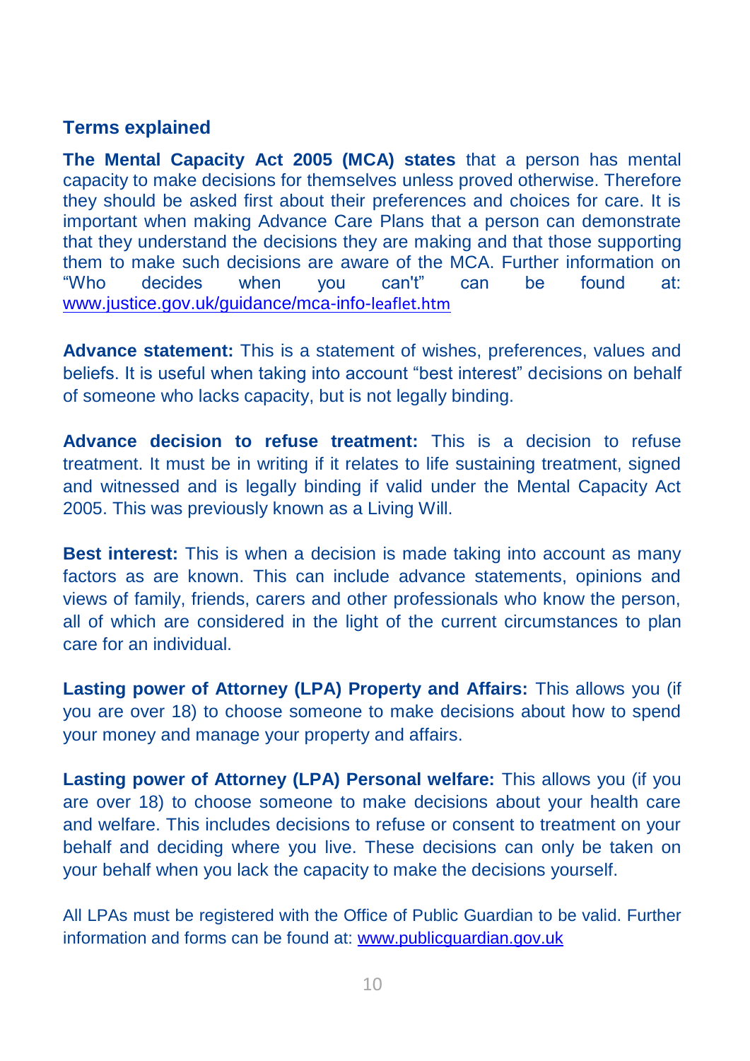## Terms explained

**The Mental Capacity Act 2005 (MCA) states** that a person has mental capacity to make decisions for themselves unless proved otherwise. Therefore they should be asked first about their preferences and choices for care. It is important when making Advance Care Plans that a person can demonstrate that they understand the decisions they are making and that those supporting them to make such decisions are aware of the MCA. Further information on "Who decides when you can't" can be found at: [www.justice.gov.uk/guidance/mca-info-leaflet.htm](http://www.justice.gov.uk/guidance/mca-info-leaflet.htm)

**Advance statement:** This is a statement of wishes, preferences, values and beliefs. It is useful when taking into account "best interest" decisions on behalf of someone who lacks capacity, but is not legally binding.

**Advance decision to refuse treatment:** This is a decision to refuse treatment. It must be in writing if it relates to life sustaining treatment, signed and witnessed and is legally binding if valid under the Mental Capacity Act 2005. This was previously known as a Living Will.

**Best interest:** This is when a decision is made taking into account as many factors as are known. This can include advance statements, opinions and views of family, friends, carers and other professionals who know the person, all of which are considered in the light of the current circumstances to plan care for an individual.

**Lasting power of Attorney (LPA) Property and Affairs:** This allows you (if you are over 18) to choose someone to make decisions about how to spend your money and manage your property and affairs.

**Lasting power of Attorney (LPA) Personal welfare:** This allows you (if you are over 18) to choose someone to make decisions about your health care and welfare. This includes decisions to refuse or consent to treatment on your behalf and deciding where you live. These decisions can only be taken on your behalf when you lack the capacity to make the decisions yourself.

All LPAs must be registered with the Office of Public Guardian to be valid. Further information and forms can be found at: [www.publicguardian.gov.uk](http://www.publicguardian.gov.uk)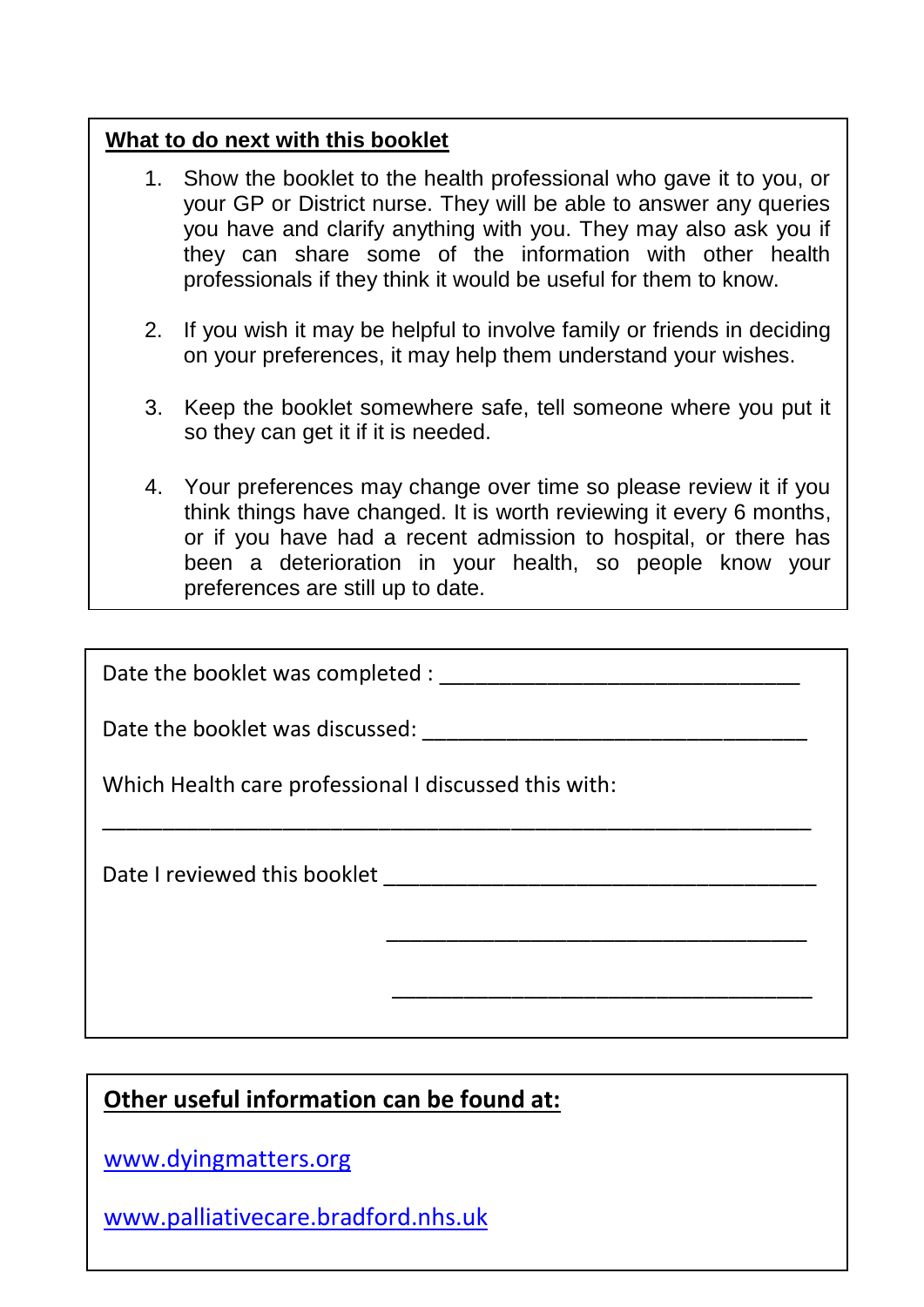## What to do next with this booklet

1. Show the booklet to the health professional who gave it to you, or your GP or District nurse. They will be able to answer any queries you have and clarify anything with you. They may also ask you if they can share some of the information with other health professionals if they think it would be useful for them to know.

2. If you wish it may be helpful to involve family or friends in deciding on your preferences, it may help them understand your wishes.

3. Keep the booklet somewhere safe, tell someone where you put it so they can get it if it is needed.

4. Your preferences may change over time so please review it if you think things have changed. It is worth reviewing it every 6 months, or if you have had a recent admission to hospital, or there has been a deterioration in your health, so people know your preferences are still up to date.

Date the booklet was completed : ______________________________

Date the booklet was discussed: ________________________________

Which Health care professional I discussed this with:

____________________________________________________________

Date I reviewed this booklet ____________________________________

____________________________________

____________________________________

## Other useful information can be found at:

www.dyingmatters.org

www.palliativecare.bradford.nhs.uk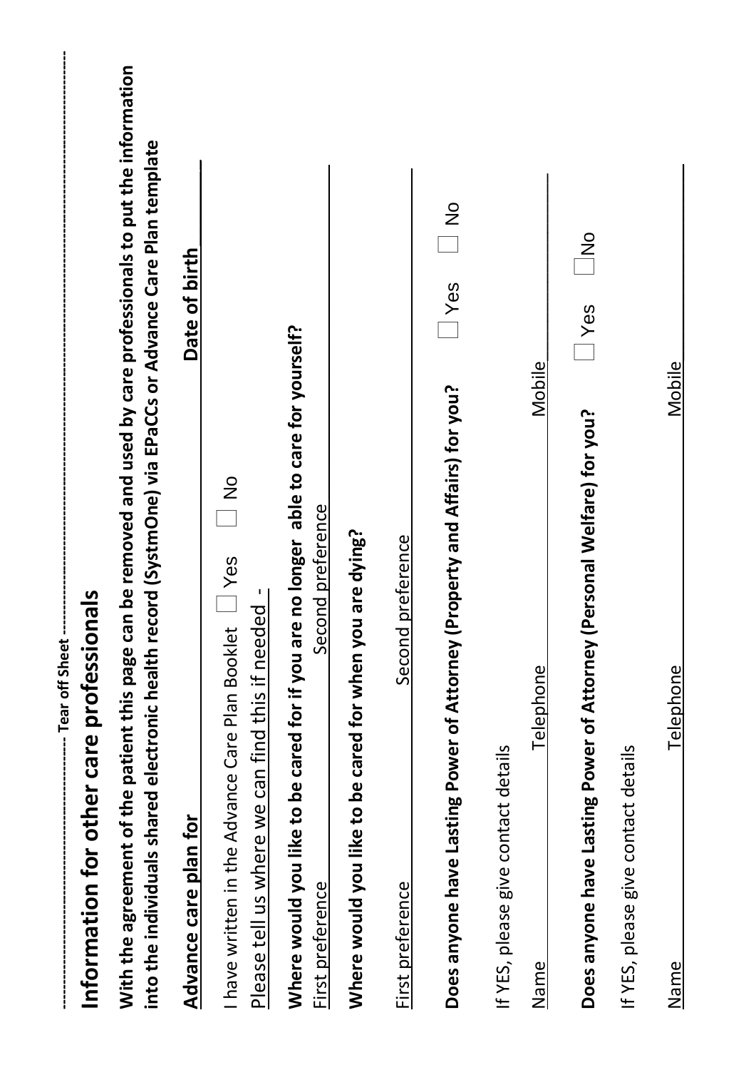---------- Tear off Sheet ----------

# Information for other care professionals

**With the agreement of the patient this page can be removed and used by care professionals to put the information into the individuals shared electronic health record (SystmOne) via EPaCCs or Advance Care Plan template**

**Advance care plan for** ____________________ **Date of birth** ____________

I have written in the Advance Care Plan Booklet ☐ Yes ☐ No

Please tell us where we can find this if needed - ____________________

**Where would you like to be cared for if you are no longer able to care for yourself?**

First preference ____________________ Second preference ____________________

**Where would you like to be cared for when you are dying?**

First preference ____________________ Second preference ____________________

**Does anyone have Lasting Power of Attorney (Property and Affairs) for you?** ☐ Yes ☐ No

If YES, please give contact details

Name ____________________ Telephone ____________________ Mobile ____________________

**Does anyone have Lasting Power of Attorney (Personal Welfare) for you?** ☐ Yes ☐ No

If YES, please give contact details

Name ____________________ Telephone ____________________ Mobile ____________________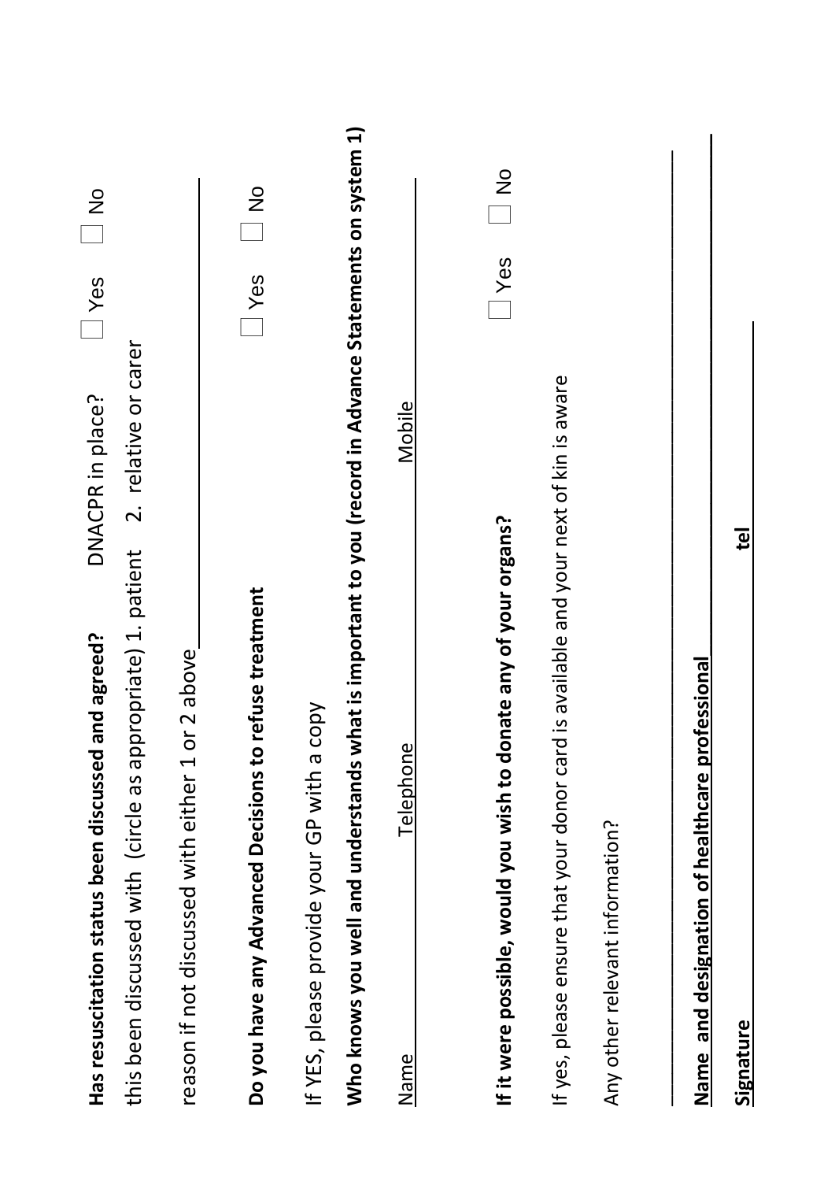**Has resuscitation status been discussed and agreed?** DNACPR in place? ☐ Yes ☐ No

this been discussed with (circle as appropriate) 1. patient 2. relative or carer

reason if not discussed with either 1 or 2 above ______________________________

**Do you have any Advanced Decisions to refuse treatment** ☐ Yes ☐ No

If YES, please provide your GP with a copy

**Who knows you well and understands what is important to you (record in Advance Statements on system 1)**

Name Telephone Mobile

**If it were possible, would you wish to donate any of your organs?** ☐ Yes ☐ No

If yes, please ensure that your donor card is available and your next of kin is aware

Any other relevant information?

______________________________

**Name and designation of healthcare professional** ______________________________

**Signature** **tel** ______________________________